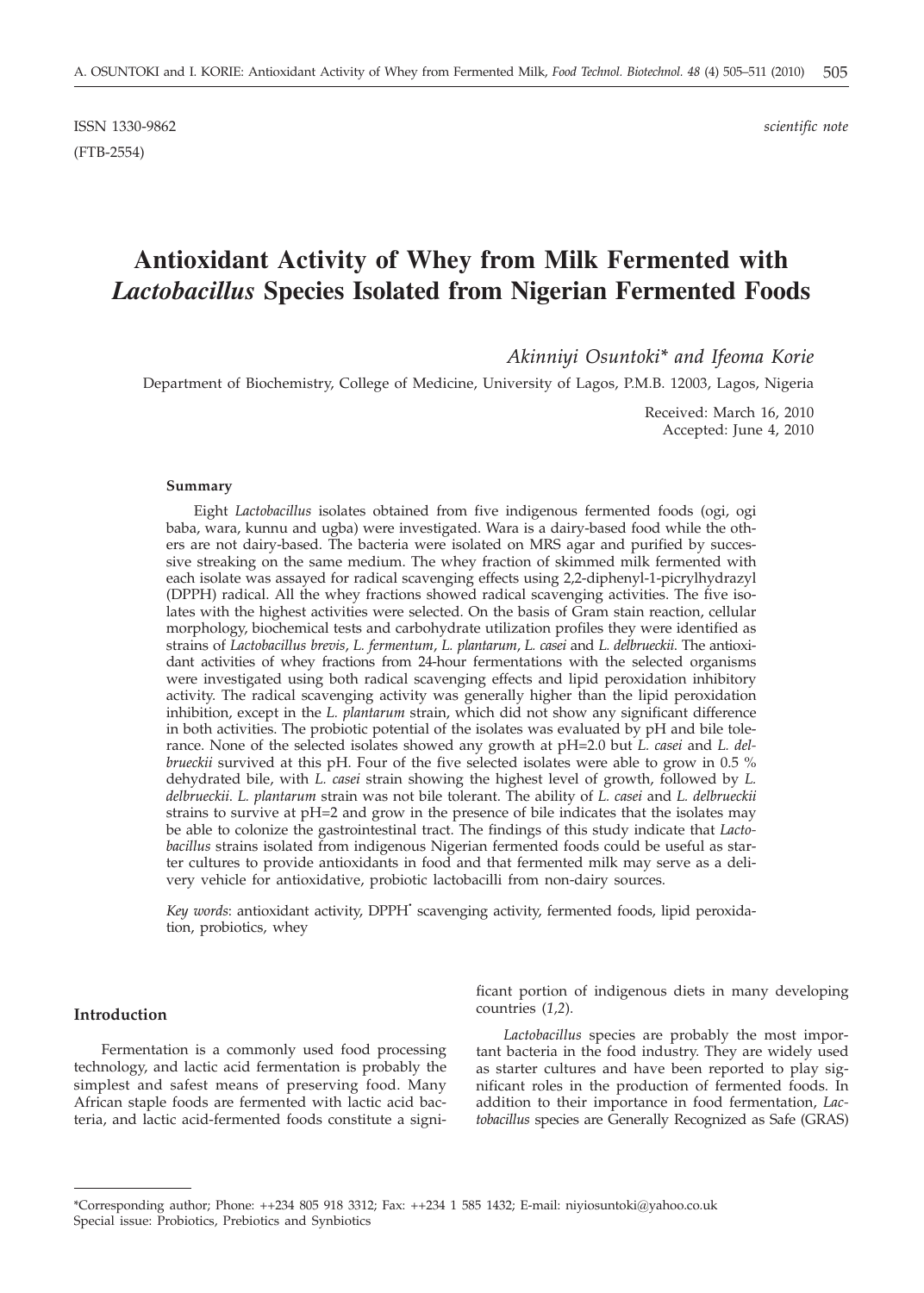ISSN 1330-9862 *scientific note*

(FTB-2554)

# Antioxidant Activity of Whey from Milk Fermented with *Lactobacillus* Species Isolated from Nigerian Fermented Foods

*Akinniyi Osuntoki\* and Ifeoma Korie*

Department of Biochemistry, College of Medicine, University of Lagos, P.M.B. 12003, Lagos, Nigeria

Received: March 16, 2010
Accepted: June 4, 2010

### Summary

Eight *Lactobacillus* isolates obtained from five indigenous fermented foods (ogi, ogi baba, wara, kunnu and ugba) were investigated. Wara is a dairy-based food while the others are not dairy-based. The bacteria were isolated on MRS agar and purified by successive streaking on the same medium. The whey fraction of skimmed milk fermented with each isolate was assayed for radical scavenging effects using 2,2-diphenyl-1-picrylhydrazyl (DPPH) radical. All the whey fractions showed radical scavenging activities. The five isolates with the highest activities were selected. On the basis of Gram stain reaction, cellular morphology, biochemical tests and carbohydrate utilization profiles they were identified as strains of *Lactobacillus brevis*, *L. fermentum*, *L. plantarum*, *L. casei* and *L. delbrueckii*. The antioxidant activities of whey fractions from 24-hour fermentations with the selected organisms were investigated using both radical scavenging effects and lipid peroxidation inhibitory activity. The radical scavenging activity was generally higher than the lipid peroxidation inhibition, except in the *L. plantarum* strain, which did not show any significant difference in both activities. The probiotic potential of the isolates was evaluated by pH and bile tolerance. None of the selected isolates showed any growth at pH=2.0 but *L. casei* and *L. delbrueckii* survived at this pH. Four of the five selected isolates were able to grow in 0.5 % dehydrated bile, with *L. casei* strain showing the highest level of growth, followed by *L. delbrueckii*. *L. plantarum* strain was not bile tolerant. The ability of *L. casei* and *L. delbrueckii* strains to survive at pH=2 and grow in the presence of bile indicates that the isolates may be able to colonize the gastrointestinal tract. The findings of this study indicate that *Lactobacillus* strains isolated from indigenous Nigerian fermented foods could be useful as starter cultures to provide antioxidants in food and that fermented milk may serve as a delivery vehicle for antioxidative, probiotic lactobacilli from non-dairy sources.

*Key words*: antioxidant activity, DPPH$^{\bullet}$ scavenging activity, fermented foods, lipid peroxidation, probiotics, whey

## Introduction

Fermentation is a commonly used food processing technology, and lactic acid fermentation is probably the simplest and safest means of preserving food. Many African staple foods are fermented with lactic acid bacteria, and lactic acid-fermented foods constitute a significant portion of indigenous diets in many developing countries (*1,2*).

*Lactobacillus* species are probably the most important bacteria in the food industry. They are widely used as starter cultures and have been reported to play significant roles in the production of fermented foods. In addition to their importance in food fermentation, *Lactobacillus* species are Generally Recognized as Safe (GRAS)

---

\*Corresponding author; Phone: ++234 805 918 3312; Fax: ++234 1 585 1432; E-mail: niyiosuntoki@yahoo.co.uk
Special issue: Probiotics, Prebiotics and Synbiotics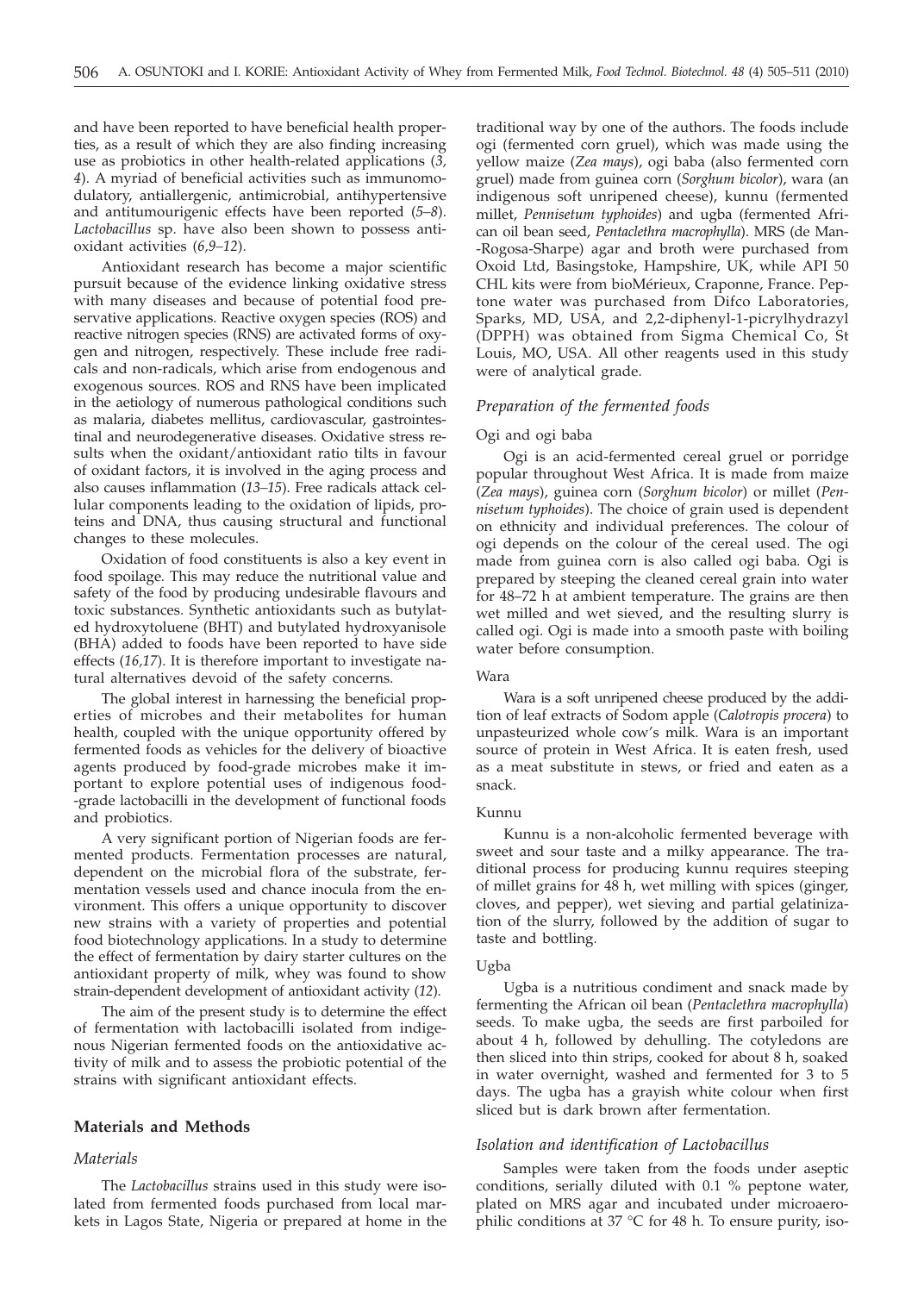and have been reported to have beneficial health properties, as a result of which they are also finding increasing use as probiotics in other health-related applications (*3, 4*). A myriad of beneficial activities such as immunomodulatory, antiallergenic, antimicrobial, antihypertensive and antitumourigenic effects have been reported (*5–8*). *Lactobacillus* sp. have also been shown to possess antioxidant activities (*6,9–12*).

Antioxidant research has become a major scientific pursuit because of the evidence linking oxidative stress with many diseases and because of potential food preservative applications. Reactive oxygen species (ROS) and reactive nitrogen species (RNS) are activated forms of oxygen and nitrogen, respectively. These include free radicals and non-radicals, which arise from endogenous and exogenous sources. ROS and RNS have been implicated in the aetiology of numerous pathological conditions such as malaria, diabetes mellitus, cardiovascular, gastrointestinal and neurodegenerative diseases. Oxidative stress results when the oxidant/antioxidant ratio tilts in favour of oxidant factors, it is involved in the aging process and also causes inflammation (*13–15*). Free radicals attack cellular components leading to the oxidation of lipids, proteins and DNA, thus causing structural and functional changes to these molecules.

Oxidation of food constituents is also a key event in food spoilage. This may reduce the nutritional value and safety of the food by producing undesirable flavours and toxic substances. Synthetic antioxidants such as butylated hydroxytoluene (BHT) and butylated hydroxyanisole (BHA) added to foods have been reported to have side effects (*16,17*). It is therefore important to investigate natural alternatives devoid of the safety concerns.

The global interest in harnessing the beneficial properties of microbes and their metabolites for human health, coupled with the unique opportunity offered by fermented foods as vehicles for the delivery of bioactive agents produced by food-grade microbes make it important to explore potential uses of indigenous food-grade lactobacilli in the development of functional foods and probiotics.

A very significant portion of Nigerian foods are fermented products. Fermentation processes are natural, dependent on the microbial flora of the substrate, fermentation vessels used and chance inocula from the environment. This offers a unique opportunity to discover new strains with a variety of properties and potential food biotechnology applications. In a study to determine the effect of fermentation by dairy starter cultures on the antioxidant property of milk, whey was found to show strain-dependent development of antioxidant activity (*12*).

The aim of the present study is to determine the effect of fermentation with lactobacilli isolated from indigenous Nigerian fermented foods on the antioxidative activity of milk and to assess the probiotic potential of the strains with significant antioxidant effects.

## Materials and Methods

### *Materials*

The *Lactobacillus* strains used in this study were isolated from fermented foods purchased from local markets in Lagos State, Nigeria or prepared at home in the traditional way by one of the authors. The foods include ogi (fermented corn gruel), which was made using the yellow maize (*Zea mays*), ogi baba (also fermented corn gruel) made from guinea corn (*Sorghum bicolor*), wara (an indigenous soft unripened cheese), kunnu (fermented millet, *Pennisetum typhoides*) and ugba (fermented African oil bean seed, *Pentaclethra macrophylla*). MRS (de Man-Rogosa-Sharpe) agar and broth were purchased from Oxoid Ltd, Basingstoke, Hampshire, UK, while API 50 CHL kits were from bioMérieux, Craponne, France. Peptone water was purchased from Difco Laboratories, Sparks, MD, USA, and 2,2-diphenyl-1-picrylhydrazyl (DPPH) was obtained from Sigma Chemical Co, St Louis, MO, USA. All other reagents used in this study were of analytical grade.

### *Preparation of the fermented foods*

#### Ogi and ogi baba

Ogi is an acid-fermented cereal gruel or porridge popular throughout West Africa. It is made from maize (*Zea mays*), guinea corn (*Sorghum bicolor*) or millet (*Pennisetum typhoides*). The choice of grain used is dependent on ethnicity and individual preferences. The colour of ogi depends on the colour of the cereal used. The ogi made from guinea corn is also called ogi baba. Ogi is prepared by steeping the cleaned cereal grain into water for 48–72 h at ambient temperature. The grains are then wet milled and wet sieved, and the resulting slurry is called ogi. Ogi is made into a smooth paste with boiling water before consumption.

#### Wara

Wara is a soft unripened cheese produced by the addition of leaf extracts of Sodom apple (*Calotropis procera*) to unpasteurized whole cow's milk. Wara is an important source of protein in West Africa. It is eaten fresh, used as a meat substitute in stews, or fried and eaten as a snack.

#### Kunnu

Kunnu is a non-alcoholic fermented beverage with sweet and sour taste and a milky appearance. The traditional process for producing kunnu requires steeping of millet grains for 48 h, wet milling with spices (ginger, cloves, and pepper), wet sieving and partial gelatinization of the slurry, followed by the addition of sugar to taste and bottling.

#### Ugba

Ugba is a nutritious condiment and snack made by fermenting the African oil bean (*Pentaclethra macrophylla*) seeds. To make ugba, the seeds are first parboiled for about 4 h, followed by dehulling. The cotyledons are then sliced into thin strips, cooked for about 8 h, soaked in water overnight, washed and fermented for 3 to 5 days. The ugba has a grayish white colour when first sliced but is dark brown after fermentation.

### *Isolation and identification of Lactobacillus*

Samples were taken from the foods under aseptic conditions, serially diluted with 0.1 % peptone water, plated on MRS agar and incubated under microaerophilic conditions at 37 °C for 48 h. To ensure purity, iso-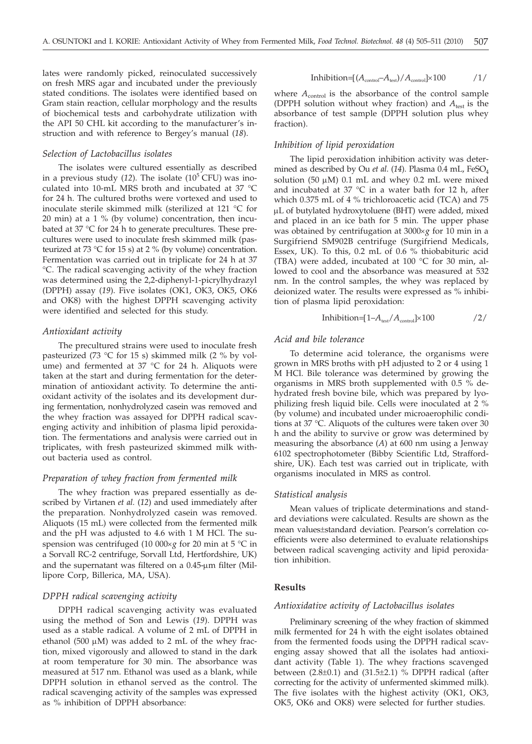lates were randomly picked, reinoculated successively on fresh MRS agar and incubated under the previously stated conditions. The isolates were identified based on Gram stain reaction, cellular morphology and the results of biochemical tests and carbohydrate utilization with the API 50 CHL kit according to the manufacturer's instruction and with reference to Bergey's manual (*18*).

### *Selection of Lactobacillus isolates*

The isolates were cultured essentially as described in a previous study (*12*). The isolate ($10^5$ CFU) was inoculated into 10-mL MRS broth and incubated at 37 °C for 24 h. The cultured broths were vortexed and used to inoculate sterile skimmed milk (sterilized at 121 °C for 20 min) at a 1 % (by volume) concentration, then incubated at 37 °C for 24 h to generate precultures. These precultures were used to inoculate fresh skimmed milk (pasteurized at 73 °C for 15 s) at 2 % (by volume) concentration. Fermentation was carried out in triplicate for 24 h at 37 °C. The radical scavenging activity of the whey fraction was determined using the 2,2-diphenyl-1-picrylhydrazyl (DPPH) assay (*19*). Five isolates (OK1, OK3, OK5, OK6 and OK8) with the highest DPPH scavenging activity were identified and selected for this study.

### *Antioxidant activity*

The precultured strains were used to inoculate fresh pasteurized (73 °C for 15 s) skimmed milk (2 % by volume) and fermented at 37 °C for 24 h. Aliquots were taken at the start and during fermentation for the determination of antioxidant activity. To determine the antioxidant activity of the isolates and its development during fermentation, nonhydrolyzed casein was removed and the whey fraction was assayed for DPPH radical scavenging activity and inhibition of plasma lipid peroxidation. The fermentations and analysis were carried out in triplicates, with fresh pasteurized skimmed milk without bacteria used as control.

### *Preparation of whey fraction from fermented milk*

The whey fraction was prepared essentially as described by Virtanen *et al.* (*12*) and used immediately after the preparation. Nonhydrolyzed casein was removed. Aliquots (15 mL) were collected from the fermented milk and the pH was adjusted to 4.6 with 1 M HCl. The suspension was centrifuged (10 000×*g* for 20 min at 5 °C in a Sorvall RC-2 centrifuge, Sorvall Ltd, Hertfordshire, UK) and the supernatant was filtered on a 0.45-μm filter (Millipore Corp, Billerica, MA, USA).

### *DPPH radical scavenging activity*

DPPH radical scavenging activity was evaluated using the method of Son and Lewis (*19*). DPPH was used as a stable radical. A volume of 2 mL of DPPH in ethanol (500 μM) was added to 2 mL of the whey fraction, mixed vigorously and allowed to stand in the dark at room temperature for 30 min. The absorbance was measured at 517 nm. Ethanol was used as a blank, while DPPH solution in ethanol served as the control. The radical scavenging activity of the samples was expressed as % inhibition of DPPH absorbance:

$$\text{Inhibition}=[(A_{\text{control}}-A_{\text{test}})/A_{\text{control}}]\times 100 \qquad /1/$$

where $A_{\text{control}}$ is the absorbance of the control sample (DPPH solution without whey fraction) and $A_{\text{test}}$ is the absorbance of test sample (DPPH solution plus whey fraction).

### *Inhibition of lipid peroxidation*

The lipid peroxidation inhibition activity was determined as described by Ou *et al.* (*14*). Plasma 0.4 mL, $FeSO_4$ solution (50 μM) 0.1 mL and whey 0.2 mL were mixed and incubated at 37 °C in a water bath for 12 h, after which 0.375 mL of 4 % trichloroacetic acid (TCA) and 75 μL of butylated hydroxytoluene (BHT) were added, mixed and placed in an ice bath for 5 min. The upper phase was obtained by centrifugation at 3000×*g* for 10 min in a Surgifriend SM902B centrifuge (Surgifriend Medicals, Essex, UK). To this, 0.2 mL of 0.6 % thiobabituric acid (TBA) were added, incubated at 100 °C for 30 min, allowed to cool and the absorbance was measured at 532 nm. In the control samples, the whey was replaced by deionized water. The results were expressed as % inhibition of plasma lipid peroxidation:

$$\text{Inhibition}=[1-A_{\text{test}}/A_{\text{control}}]\times 100 \qquad /2/$$

### *Acid and bile tolerance*

To determine acid tolerance, the organisms were grown in MRS broths with pH adjusted to 2 or 4 using 1 M HCl. Bile tolerance was determined by growing the organisms in MRS broth supplemented with 0.5 % dehydrated fresh bovine bile, which was prepared by lyophilizing fresh liquid bile. Cells were inoculated at 2 % (by volume) and incubated under microaerophilic conditions at 37 °C. Aliquots of the cultures were taken over 30 h and the ability to survive or grow was determined by measuring the absorbance (*A*) at 600 nm using a Jenway 6102 spectrophotometer (Bibby Scientific Ltd, Staffordshire, UK). Each test was carried out in triplicate, with organisms inoculated in MRS as control.

### *Statistical analysis*

Mean values of triplicate determinations and standard deviations were calculated. Results are shown as the mean values±standard deviation. Pearson's correlation coefficients were also determined to evaluate relationships between radical scavenging activity and lipid peroxidation inhibition.

## **Results**

### *Antioxidative activity of Lactobacillus isolates*

Preliminary screening of the whey fraction of skimmed milk fermented for 24 h with the eight isolates obtained from the fermented foods using the DPPH radical scavenging assay showed that all the isolates had antioxidant activity (Table 1). The whey fractions scavenged between (2.8±0.1) and (31.5±2.1) % DPPH radical (after correcting for the activity of unfermented skimmed milk). The five isolates with the highest activity (OK1, OK3, OK5, OK6 and OK8) were selected for further studies.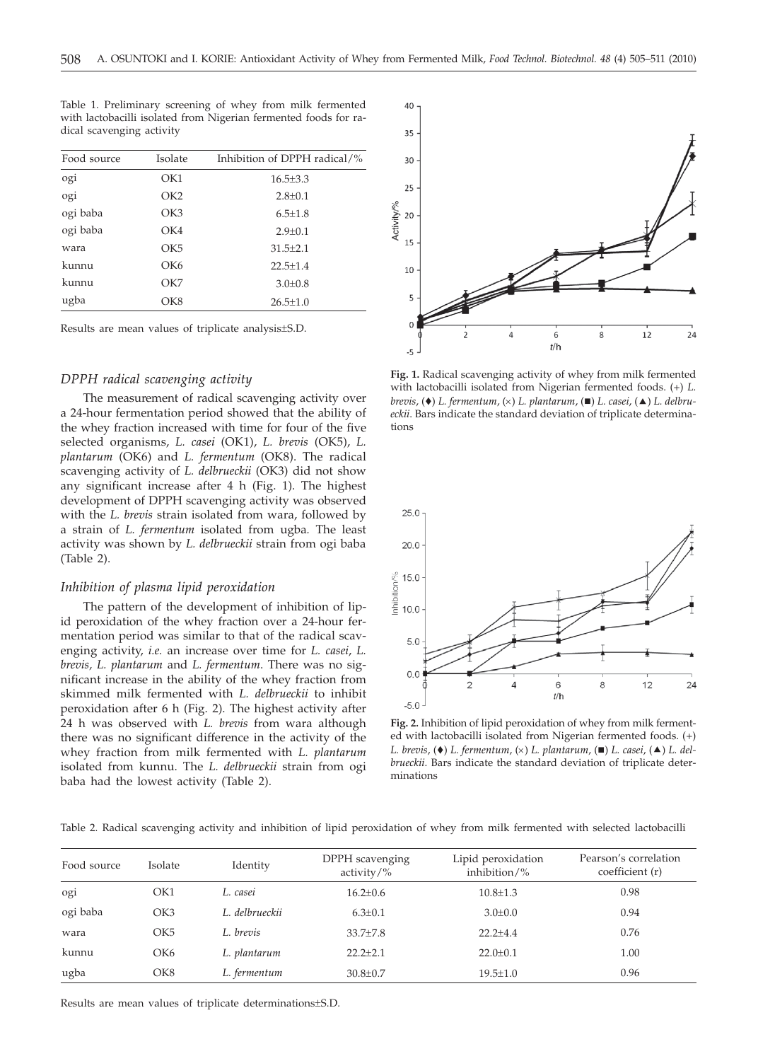Table 1. Preliminary screening of whey from milk fermented with lactobacilli isolated from Nigerian fermented foods for radical scavenging activity

| Food source | Isolate | Inhibition of DPPH radical/% |
|---|---|---|
| ogi | OK1 | 16.5±3.3 |
| ogi | OK2 | 2.8±0.1 |
| ogi baba | OK3 | 6.5±1.8 |
| ogi baba | OK4 | 2.9±0.1 |
| wara | OK5 | 31.5±2.1 |
| kunnu | OK6 | 22.5±1.4 |
| kunnu | OK7 | 3.0±0.8 |
| ugba | OK8 | 26.5±1.0 |

Results are mean values of triplicate analysis±S.D.

### *DPPH radical scavenging activity*

The measurement of radical scavenging activity over a 24-hour fermentation period showed that the ability of the whey fraction increased with time for four of the five selected organisms, *L. casei* (OK1), *L. brevis* (OK5), *L. plantarum* (OK6) and *L. fermentum* (OK8). The radical scavenging activity of *L. delbrueckii* (OK3) did not show any significant increase after 4 h (Fig. 1). The highest development of DPPH scavenging activity was observed with the *L. brevis* strain isolated from wara, followed by a strain of *L. fermentum* isolated from ugba. The least activity was shown by *L. delbrueckii* strain from ogi baba (Table 2).

### *Inhibition of plasma lipid peroxidation*

The pattern of the development of inhibition of lipid peroxidation of the whey fraction over a 24-hour fermentation period was similar to that of the radical scavenging activity, *i.e.* an increase over time for *L. casei*, *L. brevis*, *L. plantarum* and *L. fermentum*. There was no significant increase in the ability of the whey fraction from skimmed milk fermented with *L. delbrueckii* to inhibit peroxidation after 6 h (Fig. 2). The highest activity after 24 h was observed with *L. brevis* from wara although there was no significant difference in the activity of the whey fraction from milk fermented with *L. plantarum* isolated from kunnu. The *L. delbrueckii* strain from ogi baba had the lowest activity (Table 2).

**Fig. 1.** Radical scavenging activity of whey from milk fermented with lactobacilli isolated from Nigerian fermented foods. (+) *L. brevis*, (♦) *L. fermentum*, (×) *L. plantarum*, (■) *L. casei*, (▲) *L. delbrueckii*. Bars indicate the standard deviation of triplicate determinations

**Fig. 2.** Inhibition of lipid peroxidation of whey from milk fermented with lactobacilli isolated from Nigerian fermented foods. (+) *L. brevis*, (♦) *L. fermentum*, (×) *L. plantarum*, (■) *L. casei*, (▲) *L. delbrueckii*. Bars indicate the standard deviation of triplicate determinations

Table 2. Radical scavenging activity and inhibition of lipid peroxidation of whey from milk fermented with selected lactobacilli

| Food source | Isolate | Identity | DPPH scavenging activity/% | Lipid peroxidation inhibition/% | Pearson's correlation coefficient (r) |
|---|---|---|---|---|---|
| ogi | OK1 | *L. casei* | 16.2±0.6 | 10.8±1.3 | 0.98 |
| ogi baba | OK3 | *L. delbrueckii* | 6.3±0.1 | 3.0±0.0 | 0.94 |
| wara | OK5 | *L. brevis* | 33.7±7.8 | 22.2±4.4 | 0.76 |
| kunnu | OK6 | *L. plantarum* | 22.2±2.1 | 22.0±0.1 | 1.00 |
| ugba | OK8 | *L. fermentum* | 30.8±0.7 | 19.5±1.0 | 0.96 |

Results are mean values of triplicate determinations±S.D.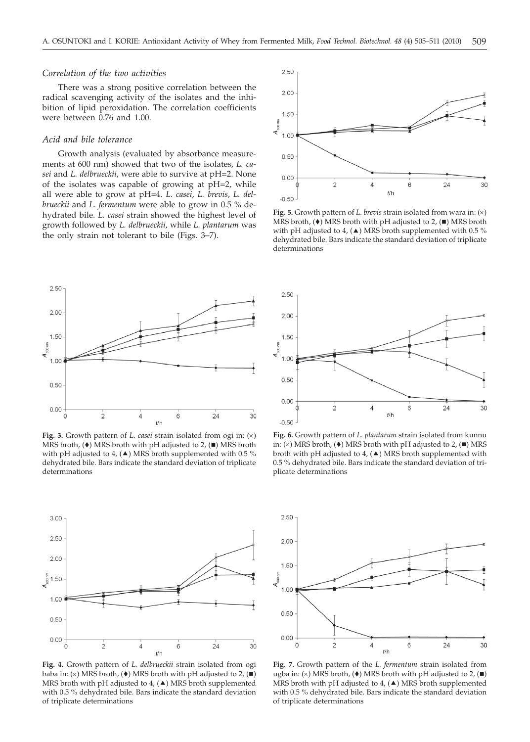### *Correlation of the two activities*

There was a strong positive correlation between the radical scavenging activity of the isolates and the inhibition of lipid peroxidation. The correlation coefficients were between 0.76 and 1.00.

### *Acid and bile tolerance*

Growth analysis (evaluated by absorbance measurements at 600 nm) showed that two of the isolates, *L. casei* and *L. delbrueckii*, were able to survive at pH=2. None of the isolates was capable of growing at pH=2, while all were able to grow at pH=4. *L. casei*, *L. brevis*, *L. delbrueckii* and *L. fermentum* were able to grow in 0.5 % dehydrated bile. *L. casei* strain showed the highest level of growth followed by *L. delbrueckii*, while *L. plantarum* was the only strain not tolerant to bile (Figs. 3–7).

**Fig. 3.** Growth pattern of *L. casei* strain isolated from ogi in: (×) MRS broth, (♦) MRS broth with pH adjusted to 2, (■) MRS broth with pH adjusted to 4, (▲) MRS broth supplemented with 0.5 % dehydrated bile. Bars indicate the standard deviation of triplicate determinations

**Fig. 4.** Growth pattern of *L. delbrueckii* strain isolated from ogi baba in: (×) MRS broth, (♦) MRS broth with pH adjusted to 2, (■) MRS broth with pH adjusted to 4, (▲) MRS broth supplemented with 0.5 % dehydrated bile. Bars indicate the standard deviation of triplicate determinations

**Fig. 5.** Growth pattern of *L. brevis* strain isolated from wara in: (×) MRS broth, (♦) MRS broth with pH adjusted to 2, (■) MRS broth with pH adjusted to 4, (▲) MRS broth supplemented with 0.5 % dehydrated bile. Bars indicate the standard deviation of triplicate determinations

**Fig. 6.** Growth pattern of *L. plantarum* strain isolated from kunnu in: (×) MRS broth, (♦) MRS broth with pH adjusted to 2, (■) MRS broth with pH adjusted to 4, (▲) MRS broth supplemented with 0.5 % dehydrated bile. Bars indicate the standard deviation of triplicate determinations

**Fig. 7.** Growth pattern of the *L. fermentum* strain isolated from ugba in: (×) MRS broth, (♦) MRS broth with pH adjusted to 2, (■) MRS broth with pH adjusted to 4, (▲) MRS broth supplemented with 0.5 % dehydrated bile. Bars indicate the standard deviation of triplicate determinations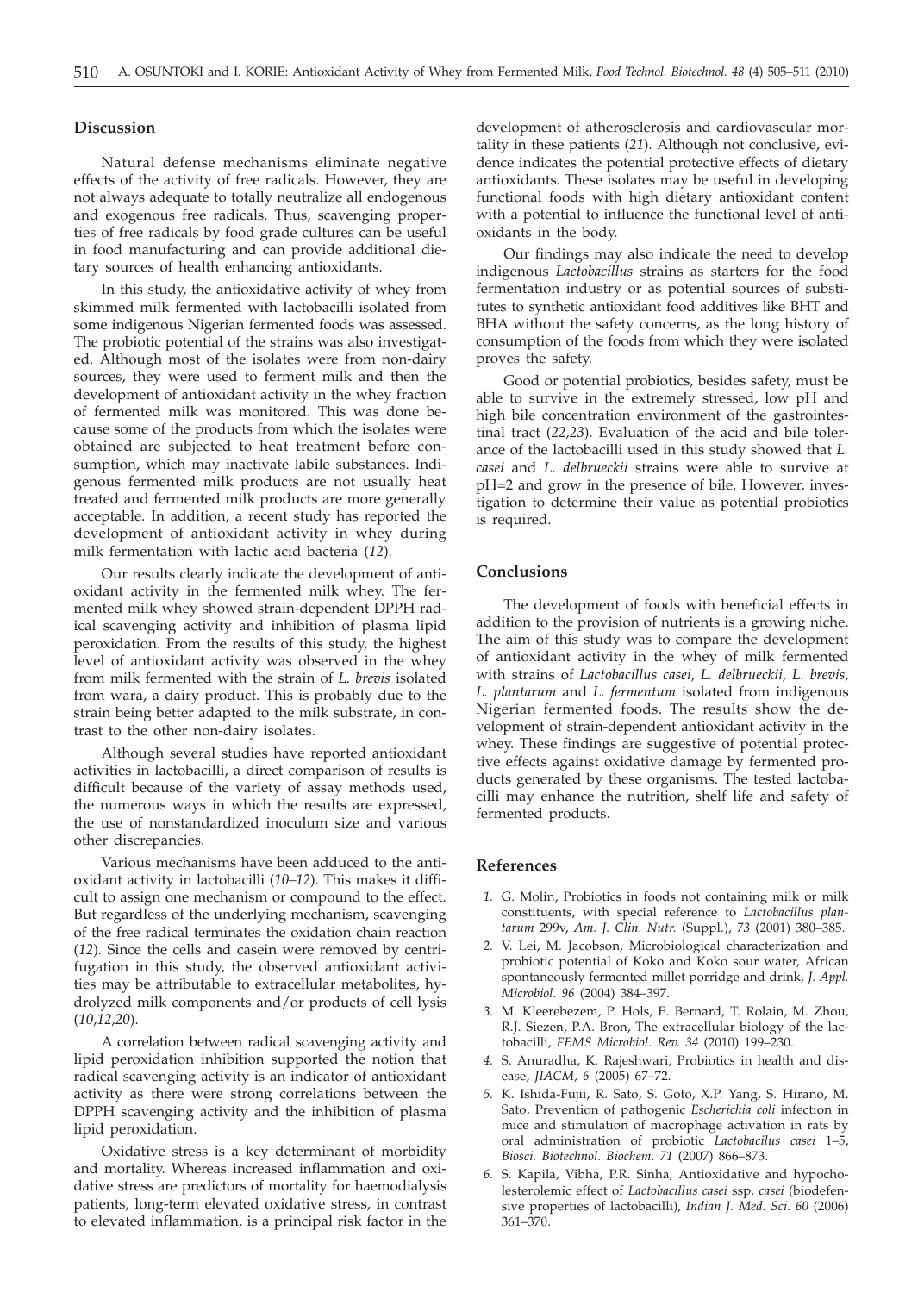## Discussion

Natural defense mechanisms eliminate negative effects of the activity of free radicals. However, they are not always adequate to totally neutralize all endogenous and exogenous free radicals. Thus, scavenging properties of free radicals by food grade cultures can be useful in food manufacturing and can provide additional dietary sources of health enhancing antioxidants.

In this study, the antioxidative activity of whey from skimmed milk fermented with lactobacilli isolated from some indigenous Nigerian fermented foods was assessed. The probiotic potential of the strains was also investigated. Although most of the isolates were from non-dairy sources, they were used to ferment milk and then the development of antioxidant activity in the whey fraction of fermented milk was monitored. This was done because some of the products from which the isolates were obtained are subjected to heat treatment before consumption, which may inactivate labile substances. Indigenous fermented milk products are not usually heat treated and fermented milk products are more generally acceptable. In addition, a recent study has reported the development of antioxidant activity in whey during milk fermentation with lactic acid bacteria (*12*).

Our results clearly indicate the development of antioxidant activity in the fermented milk whey. The fermented milk whey showed strain-dependent DPPH radical scavenging activity and inhibition of plasma lipid peroxidation. From the results of this study, the highest level of antioxidant activity was observed in the whey from milk fermented with the strain of *L. brevis* isolated from wara, a dairy product. This is probably due to the strain being better adapted to the milk substrate, in contrast to the other non-dairy isolates.

Although several studies have reported antioxidant activities in lactobacilli, a direct comparison of results is difficult because of the variety of assay methods used, the numerous ways in which the results are expressed, the use of nonstandardized inoculum size and various other discrepancies.

Various mechanisms have been adduced to the antioxidant activity in lactobacilli (*10–12*). This makes it difficult to assign one mechanism or compound to the effect. But regardless of the underlying mechanism, scavenging of the free radical terminates the oxidation chain reaction (*12*). Since the cells and casein were removed by centrifugation in this study, the observed antioxidant activities may be attributable to extracellular metabolites, hydrolyzed milk components and/or products of cell lysis (*10,12,20*).

A correlation between radical scavenging activity and lipid peroxidation inhibition supported the notion that radical scavenging activity is an indicator of antioxidant activity as there were strong correlations between the DPPH scavenging activity and the inhibition of plasma lipid peroxidation.

Oxidative stress is a key determinant of morbidity and mortality. Whereas increased inflammation and oxidative stress are predictors of mortality for haemodialysis patients, long-term elevated oxidative stress, in contrast to elevated inflammation, is a principal risk factor in the development of atherosclerosis and cardiovascular mortality in these patients (*21*). Although not conclusive, evidence indicates the potential protective effects of dietary antioxidants. These isolates may be useful in developing functional foods with high dietary antioxidant content with a potential to influence the functional level of antioxidants in the body.

Our findings may also indicate the need to develop indigenous *Lactobacillus* strains as starters for the food fermentation industry or as potential sources of substitutes to synthetic antioxidant food additives like BHT and BHA without the safety concerns, as the long history of consumption of the foods from which they were isolated proves the safety.

Good or potential probiotics, besides safety, must be able to survive in the extremely stressed, low pH and high bile concentration environment of the gastrointestinal tract (*22,23*). Evaluation of the acid and bile tolerance of the lactobacilli used in this study showed that *L. casei* and *L. delbrueckii* strains were able to survive at pH=2 and grow in the presence of bile. However, investigation to determine their value as potential probiotics is required.

## Conclusions

The development of foods with beneficial effects in addition to the provision of nutrients is a growing niche. The aim of this study was to compare the development of antioxidant activity in the whey of milk fermented with strains of *Lactobacillus casei*, *L. delbrueckii*, *L. brevis*, *L. plantarum* and *L. fermentum* isolated from indigenous Nigerian fermented foods. The results show the development of strain-dependent antioxidant activity in the whey. These findings are suggestive of potential protective effects against oxidative damage by fermented products generated by these organisms. The tested lactobacilli may enhance the nutrition, shelf life and safety of fermented products.

## References

1. G. Molin, Probiotics in foods not containing milk or milk constituents, with special reference to *Lactobacillus plantarum* 299v, *Am. J. Clin. Nutr.* (Suppl.), *73* (2001) 380–385.
2. V. Lei, M. Jacobson, Microbiological characterization and probiotic potential of Koko and Koko sour water, African spontaneously fermented millet porridge and drink, *J. Appl. Microbiol. 96* (2004) 384–397.
3. M. Kleerebezem, P. Hols, E. Bernard, T. Rolain, M. Zhou, R.J. Siezen, P.A. Bron, The extracellular biology of the lactobacilli, *FEMS Microbiol. Rev. 34* (2010) 199–230.
4. S. Anuradha, K. Rajeshwari, Probiotics in health and disease, *JIACM, 6* (2005) 67–72.
5. K. Ishida-Fujii, R. Sato, S. Goto, X.P. Yang, S. Hirano, M. Sato, Prevention of pathogenic *Escherichia coli* infection in mice and stimulation of macrophage activation in rats by oral administration of probiotic *Lactobacilus casei* 1–5, *Biosci. Biotechnol. Biochem. 71* (2007) 866–873.
6. S. Kapila, Vibha, P.R. Sinha, Antioxidative and hypocholesterolemic effect of *Lactobacillus casei* ssp. *casei* (biodefensive properties of lactobacilli), *Indian J. Med. Sci. 60* (2006) 361–370.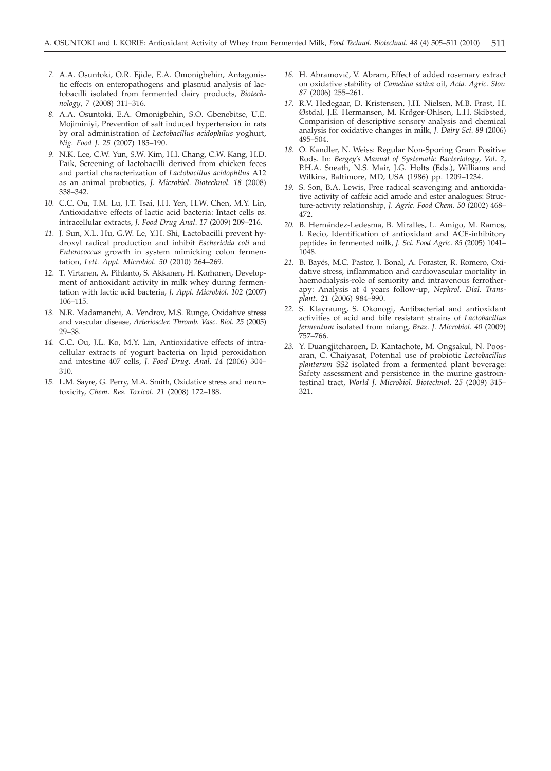7. A.A. Osuntoki, O.R. Ejide, E.A. Omonigbehin, Antagonistic effects on enteropathogens and plasmid analysis of lactobacilli isolated from fermented dairy products, *Biotechnology*, *7* (2008) 311–316.

8. A.A. Osuntoki, E.A. Omonigbehin, S.O. Gbenebitse, U.E. Mojiminiyi, Prevention of salt induced hypertension in rats by oral administration of *Lactobacillus acidophilus* yoghurt, *Nig. Food J*. *25* (2007) 185–190.

9. N.K. Lee, C.W. Yun, S.W. Kim, H.I. Chang, C.W. Kang, H.D. Paik, Screening of lactobacilli derived from chicken feces and partial characterization of *Lactobacillus acidophilus* A12 as an animal probiotics, *J. Microbiol. Biotechnol. 18* (2008) 338–342.

10. C.C. Ou, T.M. Lu, J.T. Tsai, J.H. Yen, H.W. Chen, M.Y. Lin, Antioxidative effects of lactic acid bacteria: Intact cells *vs.* intracellular extracts, *J. Food Drug Anal*. *17* (2009) 209–216.

11. J. Sun, X.L. Hu, G.W. Le, Y.H. Shi, Lactobacilli prevent hydroxyl radical production and inhibit *Escherichia coli* and *Enterococcus* growth in system mimicking colon fermentation, *Lett. Appl. Microbiol*. *50* (2010) 264–269.

12. T. Virtanen, A. Pihlanto, S. Akkanen, H. Korhonen, Development of antioxidant activity in milk whey during fermentation with lactic acid bacteria, *J. Appl. Microbiol*. *102* (2007) 106–115.

13. N.R. Madamanchi, A. Vendrov, M.S. Runge, Oxidative stress and vascular disease, *Arterioscler. Thromb. Vasc. Biol. 25* (2005) 29–38.

14. C.C. Ou, J.L. Ko, M.Y. Lin, Antioxidative effects of intracellular extracts of yogurt bacteria on lipid peroxidation and intestine 407 cells, *J. Food Drug. Anal*. *14* (2006) 304–310.

15. L.M. Sayre, G. Perry, M.A. Smith, Oxidative stress and neurotoxicity, *Chem. Res. Toxicol*. *21* (2008) 172–188.

16. H. Abramovič, V. Abram, Effect of added rosemary extract on oxidative stability of *Camelina sativa* oil, *Acta. Agric. Slov. 87* (2006) 255–261.

17. R.V. Hedegaar, D. Kristensen, J.H. Nielsen, M.B. Frøst, H. Østdal, J.E. Hermansen, M. Kröger-Ohlsen, L.H. Skibsted, Comparision of descriptive sensory analysis and chemical analysis for oxidative changes in milk, *J. Dairy Sci. 89* (2006) 495–504.

18. O. Kandler, N. Weiss: Regular Non-Sporing Gram Positive Rods. In: *Bergey's Manual of Systematic Bacteriology*, *Vol. 2*, P.H.A. Sneath, N.S. Mair, J.G. Holts (Eds.), Williams and Wilkins, Baltimore, MD, USA (1986) pp. 1209–1234.

19. S. Son, B.A. Lewis, Free radical scavenging and antioxidative activity of caffeic acid amide and ester analogues: Structure-activity relationship, *J. Agric. Food Chem*. *50* (2002) 468–472.

20. B. Hernández-Ledesma, B. Miralles, L. Amigo, M. Ramos, I. Recio, Identification of antioxidant and ACE-inhibitory peptides in fermented milk, *J. Sci. Food Agric*. *85* (2005) 1041–1048.

21. B. Bayés, M.C. Pastor, J. Bonal, A. Foraster, R. Romero, Oxidative stress, inflammation and cardiovascular mortality in haemodialysis-role of seniority and intravenous ferrotherapy: Analysis at 4 years follow-up, *Nephrol. Dial. Transplant*. *21* (2006) 984–990.

22. S. Klayraung, S. Okonogi, Antibacterial and antioxidant activities of acid and bile resistant strains of *Lactobacillus fermentum* isolated from miang, *Braz. J. Microbiol*. *40* (2009) 757–766.

23. Y. Duangjitcharoen, D. Kantachote, M. Ongsakul, N. Poosaran, C. Chaiyasat, Potential use of probiotic *Lactobacillus plantarum* SS2 isolated from a fermented plant beverage: Safety assessment and persistence in the murine gastrointestinal tract, *World J. Microbiol. Biotechnol*. *25* (2009) 315–321.